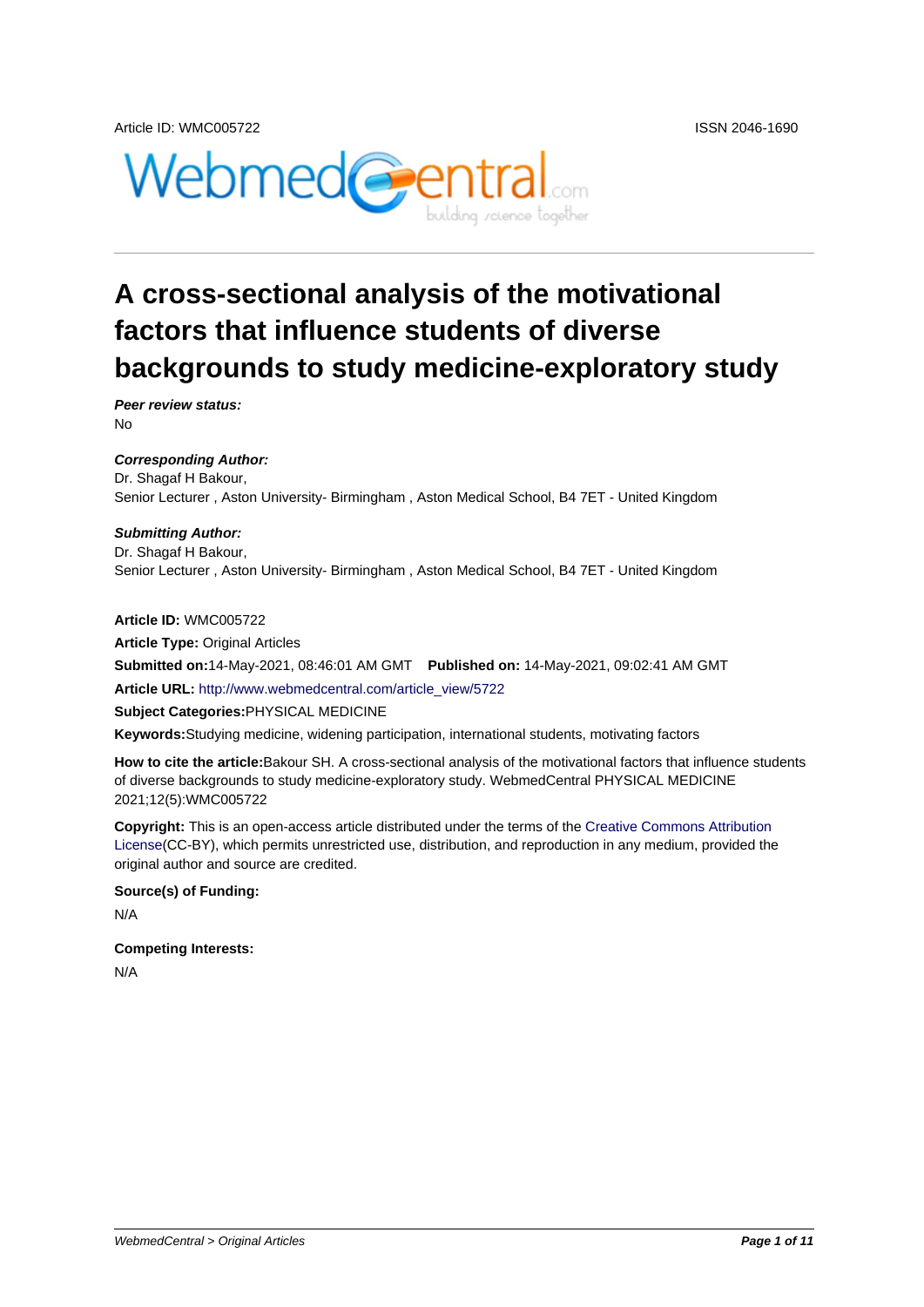Article ID: WMC005722 ISSN 2046-1690

# A cross-sectional analysis of the motivational factors that influence students of diverse backgrounds to study medicine-exploratory study

***Peer review status:***
No

***Corresponding Author:***
Dr. Shagaf H Bakour,
Senior Lecturer , Aston University- Birmingham , Aston Medical School, B4 7ET - United Kingdom

***Submitting Author:***
Dr. Shagaf H Bakour,
Senior Lecturer , Aston University- Birmingham , Aston Medical School, B4 7ET - United Kingdom

**Article ID:** WMC005722

**Article Type:** Original Articles

**Submitted on:**14-May-2021, 08:46:01 AM GMT **Published on:** 14-May-2021, 09:02:41 AM GMT

**Article URL:** http://www.webmedcentral.com/article_view/5722

**Subject Categories:**PHYSICAL MEDICINE

**Keywords:**Studying medicine, widening participation, international students, motivating factors

**How to cite the article:**Bakour SH. A cross-sectional analysis of the motivational factors that influence students of diverse backgrounds to study medicine-exploratory study. WebmedCentral PHYSICAL MEDICINE 2021;12(5):WMC005722

**Copyright:** This is an open-access article distributed under the terms of the Creative Commons Attribution License(CC-BY), which permits unrestricted use, distribution, and reproduction in any medium, provided the original author and source are credited.

**Source(s) of Funding:**

N/A

**Competing Interests:**

N/A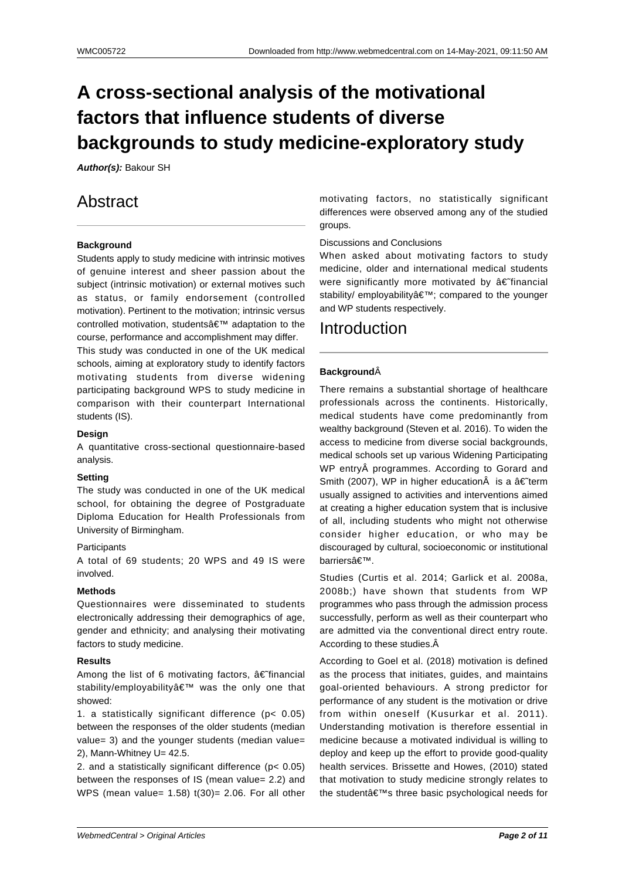# A cross-sectional analysis of the motivational factors that influence students of diverse backgrounds to study medicine-exploratory study

***Author(s):*** Bakour SH

## Abstract

### Background

Students apply to study medicine with intrinsic motives of genuine interest and sheer passion about the subject (intrinsic motivation) or external motives such as status, or family endorsement (controlled motivation). Pertinent to the motivation; intrinsic versus controlled motivation, studentsâ€™ adaptation to the course, performance and accomplishment may differ.

This study was conducted in one of the UK medical schools, aiming at exploratory study to identify factors motivating students from diverse widening participating background WPS to study medicine in comparison with their counterpart International students (IS).

### Design

A quantitative cross-sectional questionnaire-based analysis.

### Setting

The study was conducted in one of the UK medical school, for obtaining the degree of Postgraduate Diploma Education for Health Professionals from University of Birmingham.

Participants

A total of 69 students; 20 WPS and 49 IS were involved.

### Methods

Questionnaires were disseminated to students electronically addressing their demographics of age, gender and ethnicity; and analysing their motivating factors to study medicine.

### Results

Among the list of 6 motivating factors, â€˜financial stability/employabilityâ€™ was the only one that showed:

1. a statistically significant difference ($p < 0.05$) between the responses of the older students (median value= 3) and the younger students (median value= 2), Mann-Whitney U= 42.5.

2. and a statistically significant difference ($p < 0.05$) between the responses of IS (mean value= 2.2) and WPS (mean value= 1.58) $t(30) = 2.06$. For all other motivating factors, no statistically significant differences were observed among any of the studied groups.

Discussions and Conclusions

When asked about motivating factors to study medicine, older and international medical students were significantly more motivated by â€˜financial stability/ employabilityâ€™; compared to the younger and WP students respectively.

## Introduction

### BackgroundÂ

There remains a substantial shortage of healthcare professionals across the continents. Historically, medical students have come predominantly from wealthy background (Steven et al. 2016). To widen the access to medicine from diverse social backgrounds, medical schools set up various Widening Participating WP entryÂ programmes. According to Gorard and Smith (2007), WP in higher educationÂ  is a â€˜term usually assigned to activities and interventions aimed at creating a higher education system that is inclusive of all, including students who might not otherwise consider higher education, or who may be discouraged by cultural, socioeconomic or institutional barriersâ€™.

Studies (Curtis et al. 2014; Garlick et al. 2008a, 2008b;) have shown that students from WP programmes who pass through the admission process successfully, perform as well as their counterpart who are admitted via the conventional direct entry route. According to these studies.Â

According to Goel et al. (2018) motivation is defined as the process that initiates, guides, and maintains goal-oriented behaviours. A strong predictor for performance of any student is the motivation or drive from within oneself (Kusurkar et al. 2011). Understanding motivation is therefore essential in medicine because a motivated individual is willing to deploy and keep up the effort to provide good-quality health services. Brissette and Howes, (2010) stated that motivation to study medicine strongly relates to the studentâ€™s three basic psychological needs for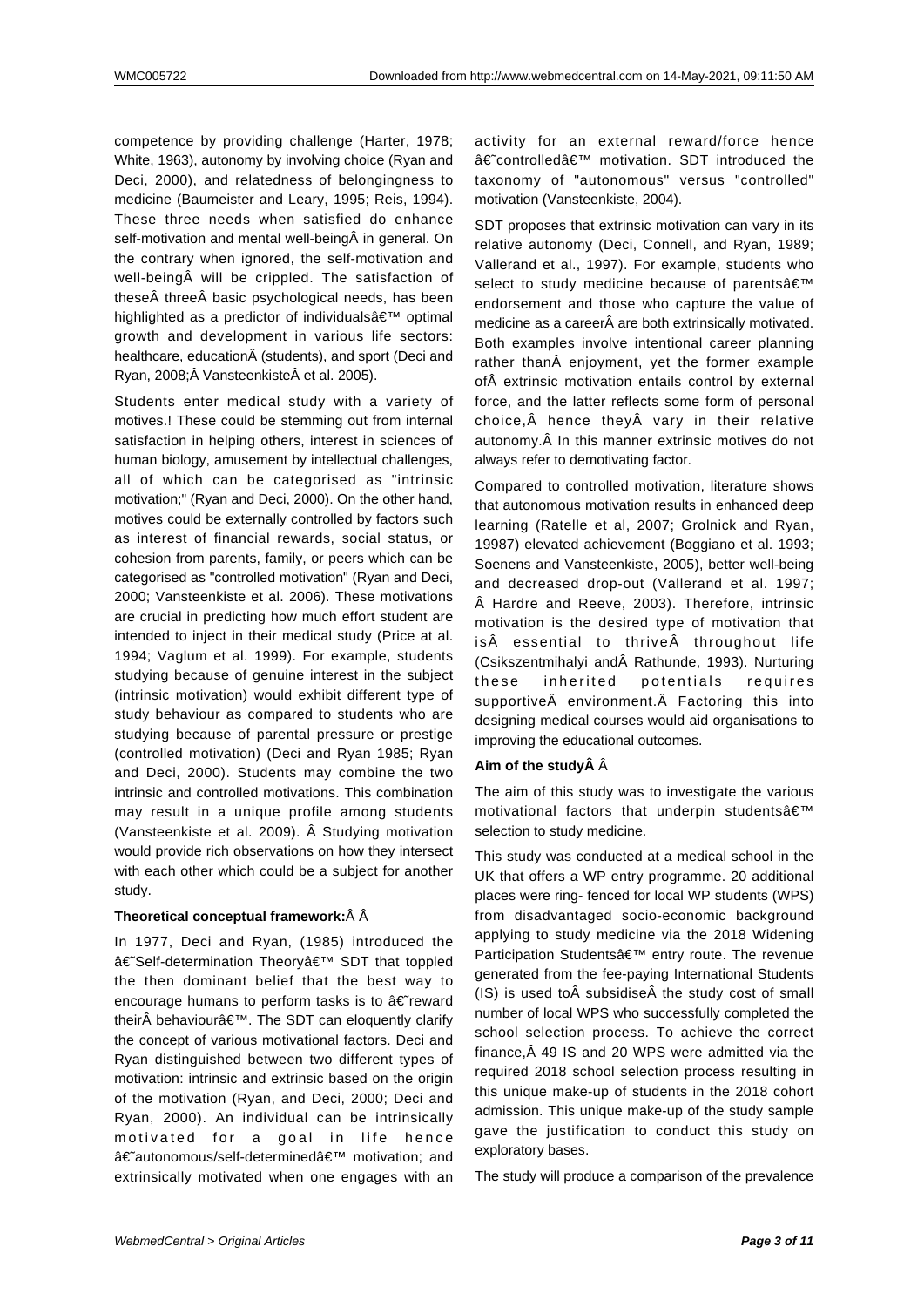competence by providing challenge (Harter, 1978; White, 1963), autonomy by involving choice (Ryan and Deci, 2000), and relatedness of belongingness to medicine (Baumeister and Leary, 1995; Reis, 1994). These three needs when satisfied do enhance self-motivation and mental well-beingÂ in general. On the contrary when ignored, the self-motivation and well-beingÂ will be crippled. The satisfaction of theseÂ threeÂ basic psychological needs, has been highlighted as a predictor of individualsâ€™ optimal growth and development in various life sectors: healthcare, educationÂ (students), and sport (Deci and Ryan, 2008;Â VansteenkisteÂ et al. 2005).

Students enter medical study with a variety of motives.! These could be stemming out from internal satisfaction in helping others, interest in sciences of human biology, amusement by intellectual challenges, all of which can be categorised as "intrinsic motivation;" (Ryan and Deci, 2000). On the other hand, motives could be externally controlled by factors such as interest of financial rewards, social status, or cohesion from parents, family, or peers which can be categorised as "controlled motivation" (Ryan and Deci, 2000; Vansteenkiste et al. 2006). These motivations are crucial in predicting how much effort student are intended to inject in their medical study (Price at al. 1994; Vaglum et al. 1999). For example, students studying because of genuine interest in the subject (intrinsic motivation) would exhibit different type of study behaviour as compared to students who are studying because of parental pressure or prestige (controlled motivation) (Deci and Ryan 1985; Ryan and Deci, 2000). Students may combine the two intrinsic and controlled motivations. This combination may result in a unique profile among students (Vansteenkiste et al. 2009). Â Studying motivation would provide rich observations on how they intersect with each other which could be a subject for another study.

**Theoretical conceptual framework:**Â Â

In 1977, Deci and Ryan, (1985) introduced the â€˜Self-determination Theoryâ€™ SDT that toppled the then dominant belief that the best way to encourage humans to perform tasks is to â€˜reward theirÂ behaviourâ€™. The SDT can eloquently clarify the concept of various motivational factors. Deci and Ryan distinguished between two different types of motivation: intrinsic and extrinsic based on the origin of the motivation (Ryan, and Deci, 2000; Deci and Ryan, 2000). An individual can be intrinsically motivated for a goal in life hence â€˜autonomous/self-determinedâ€™ motivation; and extrinsically motivated when one engages with an activity for an external reward/force hence â€˜controlledâ€™ motivation. SDT introduced the taxonomy of "autonomous" versus "controlled" motivation (Vansteenkiste, 2004).

SDT proposes that extrinsic motivation can vary in its relative autonomy (Deci, Connell, and Ryan, 1989; Vallerand et al., 1997). For example, students who select to study medicine because of parentsâ€™ endorsement and those who capture the value of medicine as a careerÂ are both extrinsically motivated. Both examples involve intentional career planning rather thanÂ enjoyment, yet the former example ofÂ extrinsic motivation entails control by external force, and the latter reflects some form of personal choice,Â hence theyÂ vary in their relative autonomy.Â In this manner extrinsic motives do not always refer to demotivating factor.

Compared to controlled motivation, literature shows that autonomous motivation results in enhanced deep learning (Ratelle et al, 2007; Grolnick and Ryan, 19987) elevated achievement (Boggiano et al. 1993; Soenens and Vansteenkiste, 2005), better well-being and decreased drop-out (Vallerand et al. 1997; Â Hardre and Reeve, 2003). Therefore, intrinsic motivation is the desired type of motivation that isÂ essential to thriveÂ throughout life (Csikszentmihalyi andÂ Rathunde, 1993). Nurturing these inherited potentials requires supportiveÂ environment.Â Factoring this into designing medical courses would aid organisations to improving the educational outcomes.

**Aim of the studyÂ** Â

The aim of this study was to investigate the various motivational factors that underpin studentsâ€™ selection to study medicine.

This study was conducted at a medical school in the UK that offers a WP entry programme. 20 additional places were ring- fenced for local WP students (WPS) from disadvantaged socio-economic background applying to study medicine via the 2018 Widening Participation Studentsâ€™ entry route. The revenue generated from the fee-paying International Students (IS) is used toÂ subsidiseÂ the study cost of small number of local WPS who successfully completed the school selection process. To achieve the correct finance,Â 49 IS and 20 WPS were admitted via the required 2018 school selection process resulting in this unique make-up of students in the 2018 cohort admission. This unique make-up of the study sample gave the justification to conduct this study on exploratory bases.

The study will produce a comparison of the prevalence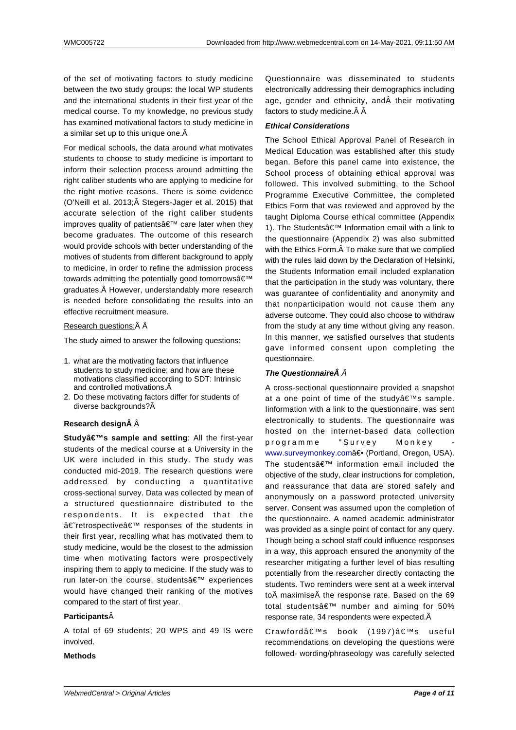of the set of motivating factors to study medicine between the two study groups: the local WP students and the international students in their first year of the medical course. To my knowledge, no previous study has examined motivational factors to study medicine in a similar set up to this unique one.Â

For medical schools, the data around what motivates students to choose to study medicine is important to inform their selection process around admitting the right caliber students who are applying to medicine for the right motive reasons. There is some evidence (O'Neill et al. 2013;Â Stegers-Jager et al. 2015) that accurate selection of the right caliber students improves quality of patientsâ€™ care later when they become graduates. The outcome of this research would provide schools with better understanding of the motives of students from different background to apply to medicine, in order to refine the admission process towards admitting the potentially good tomorrowsâ€™ graduates.Â However, understandably more research is needed before consolidating the results into an effective recruitment measure.

Research questions:Â Â

The study aimed to answer the following questions:

1. what are the motivating factors that influence students to study medicine; and how are these motivations classified according to SDT: Intrinsic and controlled motivations.Â
2. Do these motivating factors differ for students of diverse backgrounds?Â

### Research designÂ Â

**Studyâ€™s sample and setting**: All the first-year students of the medical course at a University in the UK were included in this study. The study was conducted mid-2019. The research questions were addressed by conducting a quantitative cross-sectional survey. Data was collected by mean of a structured questionnaire distributed to the respondents. It is expected that the â€˜retrospectiveâ€™ responses of the students in their first year, recalling what has motivated them to study medicine, would be the closest to the admission time when motivating factors were prospectively inspiring them to apply to medicine. If the study was to run later-on the course, studentsâ€™ experiences would have changed their ranking of the motives compared to the start of first year.

### ParticipantsÂ

A total of 69 students; 20 WPS and 49 IS were involved.

### Methods

Questionnaire was disseminated to students electronically addressing their demographics including age, gender and ethnicity, andÂ their motivating factors to study medicine.Â Â

#### *Ethical Considerations*

The School Ethical Approval Panel of Research in Medical Education was established after this study began. Before this panel came into existence, the School process of obtaining ethical approval was followed. This involved submitting, to the School Programme Executive Committee, the completed Ethics Form that was reviewed and approved by the taught Diploma Course ethical committee (Appendix 1). The Studentsâ€™ Information email with a link to the questionnaire (Appendix 2) was also submitted with the Ethics Form.Â To make sure that we complied with the rules laid down by the Declaration of Helsinki, the Students Information email included explanation that the participation in the study was voluntary, there was guarantee of confidentiality and anonymity and that nonparticipation would not cause them any adverse outcome. They could also choose to withdraw from the study at any time without giving any reason. In this manner, we satisfied ourselves that students gave informed consent upon completing the questionnaire.

#### *The QuestionnaireÂ Â*

A cross-sectional questionnaire provided a snapshot at a one point of time of the studyâ€™s sample. Iinformation with a link to the questionnaire, was sent electronically to students. The questionnaire was hosted on the internet-based data collection programme "Survey Monkey - www.surveymonkey.comâ€• (Portland, Oregon, USA). The studentsâ€™ information email included the objective of the study, clear instructions for completion, and reassurance that data are stored safely and anonymously on a password protected university server. Consent was assumed upon the completion of the questionnaire. A named academic administrator was provided as a single point of contact for any query. Though being a school staff could influence responses in a way, this approach ensured the anonymity of the researcher mitigating a further level of bias resulting potentially from the researcher directly contacting the students. Two reminders were sent at a week interval toÂ maximiseÂ the response rate. Based on the 69 total studentsâ€™ number and aiming for 50% response rate, 34 respondents were expected.Â

Crawfordâ€™s book (1997)â€™s useful recommendations on developing the questions were followed- wording/phraseology was carefully selected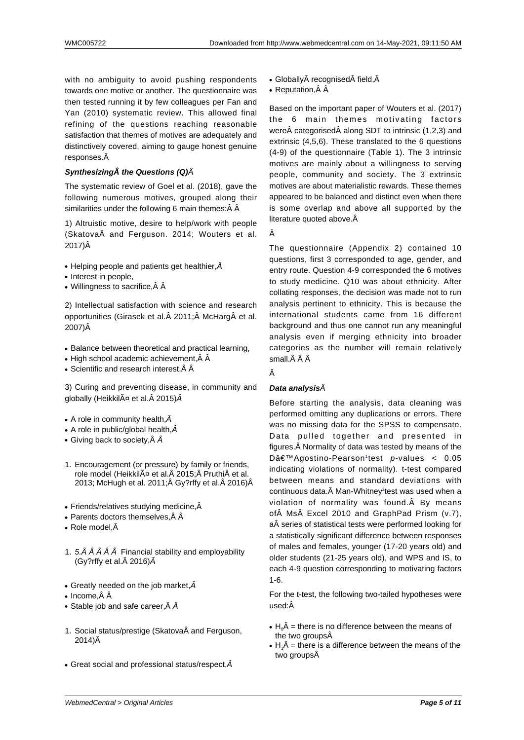with no ambiguity to avoid pushing respondents towards one motive or another. The questionnaire was then tested running it by few colleagues per Fan and Yan (2010) systematic review. This allowed final refining of the questions reaching reasonable satisfaction that themes of motives are adequately and distinctively covered, aiming to gauge honest genuine responses.Â

**_SynthesizingÂ the Questions (Q)Â_**

The systematic review of Goel et al. (2018), gave the following numerous motives, grouped along their similarities under the following 6 main themes:Â Â

1) Altruistic motive, desire to help/work with people (SkatovaÂ and Ferguson. 2014; Wouters et al. 2017)Â

- Helping people and patients get healthier,*Â*
- Interest in people,
- Willingness to sacrifice,Â Â

2) Intellectual satisfaction with science and research opportunities (Girasek et al.Â 2011;Â McHargÂ et al. 2007)Â

- Balance between theoretical and practical learning,
- High school academic achievement,Â Â
- Scientific and research interest,Â Â

3) Curing and preventing disease, in community and globally (HeikkilÃ¤ et al.Â 2015)*Â*

- A role in community health,*Â*
- A role in public/global health,*Â*
- Giving back to society,Â *Â*

1. Encouragement (or pressure) by family or friends, role model (HeikkilÃ¤ et al.Â 2015;Â PruthiÂ et al. 2013; McHugh et al. 2011;Â Gy?rffy et al.Â 2016)Â

- Friends/relatives studying medicine,Â
- Parents doctors themselves,Â Â
- Role model,Â

1. *5.Â Â Â Â Â* Financial stability and employability (Gy?rffy et al.Â 2016)*Â*

- Greatly needed on the job market,*Â*
- Income,Â Â
- Stable job and safe career,Â *Â*

1. Social status/prestige (SkatovaÂ and Ferguson, 2014)Â

- Great social and professional status/respect,*Â*
- GloballyÂ recognisedÂ field,Â
- Reputation,Â Â

Based on the important paper of Wouters et al. (2017) the 6 main themes motivating factors wereÂ categorisedÂ along SDT to intrinsic (1,2,3) and extrinsic (4,5,6). These translated to the 6 questions (4-9) of the questionnaire (Table 1). The 3 intrinsic motives are mainly about a willingness to serving people, community and society. The 3 extrinsic motives are about materialistic rewards. These themes appeared to be balanced and distinct even when there is some overlap and above all supported by the literature quoted above.Â

Â

The questionnaire (Appendix 2) contained 10 questions, first 3 corresponded to age, gender, and entry route. Question 4-9 corresponded the 6 motives to study medicine. Q10 was about ethnicity. After collating responses, the decision was made not to run analysis pertinent to ethnicity. This is because the international students came from 16 different background and thus one cannot run any meaningful analysis even if merging ethnicity into broader categories as the number will remain relatively small.Â Â Â

Â

**_Data analysisÂ_**

Before starting the analysis, data cleaning was performed omitting any duplications or errors. There was no missing data for the SPSS to compensate. Data pulled together and presented in figures.Â Normality of data was tested by means of the Dâ€™Agostino-Pearson[1]test *p*-values < 0.05 indicating violations of normality). t-test compared between means and standard deviations with continuous data.Â Man-Whitney[2]test was used when a violation of normality was found.Â By means ofÂ MsÂ Excel 2010 and GraphPad Prism (v.7), aÂ series of statistical tests were performed looking for a statistically significant difference between responses of males and females, younger (17-20 years old) and older students (21-25 years old), and WPS and IS, to each 4-9 question corresponding to motivating factors 1-6.

For the t-test, the following two-tailed hypotheses were used:Â

- $H_0$Â = there is no difference between the means of the two groupsÂ
- $H_1$Â = there is a difference between the means of the two groupsÂ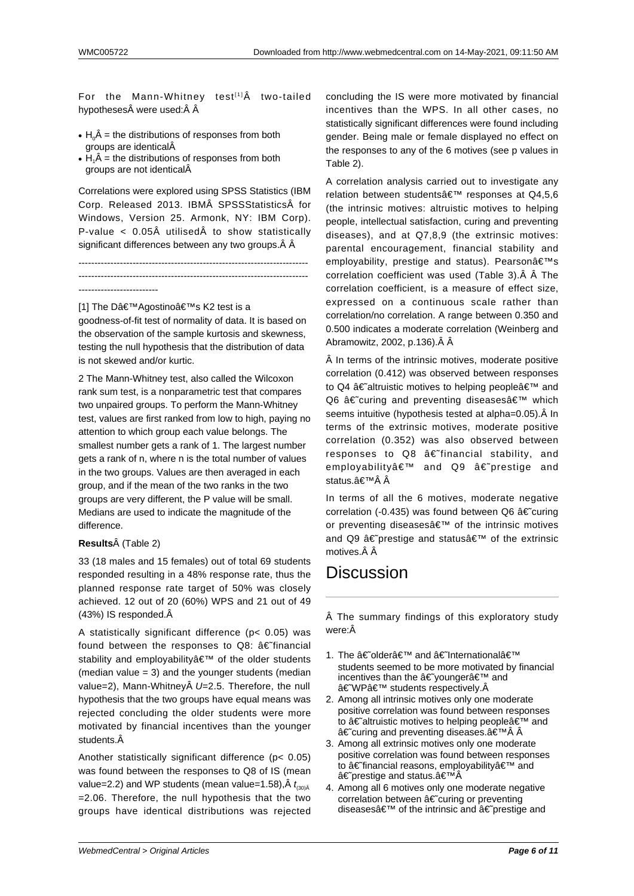For the Mann-Whitney test[1]Â two-tailed hypothesesÂ were used:Â Â

- $H_0$Â = the distributions of responses from both groups are identicalÂ
- $H_1$Â = the distributions of responses from both groups are not identicalÂ

Correlations were explored using SPSS Statistics (IBM Corp. Released 2013. IBMÂ SPSSStatisticsÂ for Windows, Version 25. Armonk, NY: IBM Corp). P-value < 0.05Â utilisedÂ to show statistically significant differences between any two groups.Â Â

------------------------------------------------------------------------
------------------------------------------------------------------------
-------------------------

[1] The Dâ€™Agostinoâ€™s K2 test is a goodness-of-fit test of normality of data. It is based on the observation of the sample kurtosis and skewness, testing the null hypothesis that the distribution of data is not skewed and/or kurtic.

2 The Mann-Whitney test, also called the Wilcoxon rank sum test, is a nonparametric test that compares two unpaired groups. To perform the Mann-Whitney test, values are first ranked from low to high, paying no attention to which group each value belongs. The smallest number gets a rank of 1. The largest number gets a rank of n, where n is the total number of values in the two groups. Values are then averaged in each group, and if the mean of the two ranks in the two groups are very different, the P value will be small. Medians are used to indicate the magnitude of the difference.

**Results**Â (Table 2)

33 (18 males and 15 females) out of total 69 students responded resulting in a 48% response rate, thus the planned response rate target of 50% was closely achieved. 12 out of 20 (60%) WPS and 21 out of 49 (43%) IS responded.Â

A statistically significant difference ($p < 0.05$) was found between the responses to Q8: â€˜financial stability and employabilityâ€™ of the older students (median value = 3) and the younger students (median value=2), Mann-WhitneyÂ $U$=2.5. Therefore, the null hypothesis that the two groups have equal means was rejected concluding the older students were more motivated by financial incentives than the younger students.Â

Another statistically significant difference ($p < 0.05$) was found between the responses to Q8 of IS (mean value=2.2) and WP students (mean value=1.58),Â $t_{(30)}$Â =2.06. Therefore, the null hypothesis that the two groups have identical distributions was rejected concluding the IS were more motivated by financial incentives than the WPS. In all other cases, no statistically significant differences were found including gender. Being male or female displayed no effect on the responses to any of the 6 motives (see p values in Table 2).

A correlation analysis carried out to investigate any relation between studentsâ€™ responses at Q4,5,6 (the intrinsic motives: altruistic motives to helping people, intellectual satisfaction, curing and preventing diseases), and at Q7,8,9 (the extrinsic motives: parental encouragement, financial stability and employability, prestige and status). Pearsonâ€™s correlation coefficient was used (Table 3).Â Â The correlation coefficient, is a measure of effect size, expressed on a continuous scale rather than correlation/no correlation. A range between 0.350 and 0.500 indicates a moderate correlation (Weinberg and Abramowitz, 2002, p.136).Â Â

Â In terms of the intrinsic motives, moderate positive correlation (0.412) was observed between responses to Q4 â€˜altruistic motives to helping peopleâ€™ and Q6 â€˜curing and preventing diseasesâ€™ which seems intuitive (hypothesis tested at alpha=0.05).Â In terms of the extrinsic motives, moderate positive correlation (0.352) was also observed between responses to Q8 â€˜financial stability, and employabilityâ€™ and Q9 â€˜prestige and status.â€™Â Â

In terms of all the 6 motives, moderate negative correlation (-0.435) was found between Q6 â€˜curing or preventing diseasesâ€™ of the intrinsic motives and Q9 â€˜prestige and statusâ€™ of the extrinsic motives.Â Â

# Discussion

Â The summary findings of this exploratory study were:Â

1. The â€˜olderâ€™ and â€˜Internationalâ€™ students seemed to be more motivated by financial incentives than the â€˜youngerâ€™ and â€˜WPâ€™ students respectively.Â
2. Among all intrinsic motives only one moderate positive correlation was found between responses to â€˜altruistic motives to helping peopleâ€™ and â€˜curing and preventing diseases.â€™Â Â
3. Among all extrinsic motives only one moderate positive correlation was found between responses to â€˜financial reasons, employabilityâ€™ and â€˜prestige and status.â€™Â
4. Among all 6 motives only one moderate negative correlation between â€˜curing or preventing diseasesâ€™ of the intrinsic and â€˜prestige and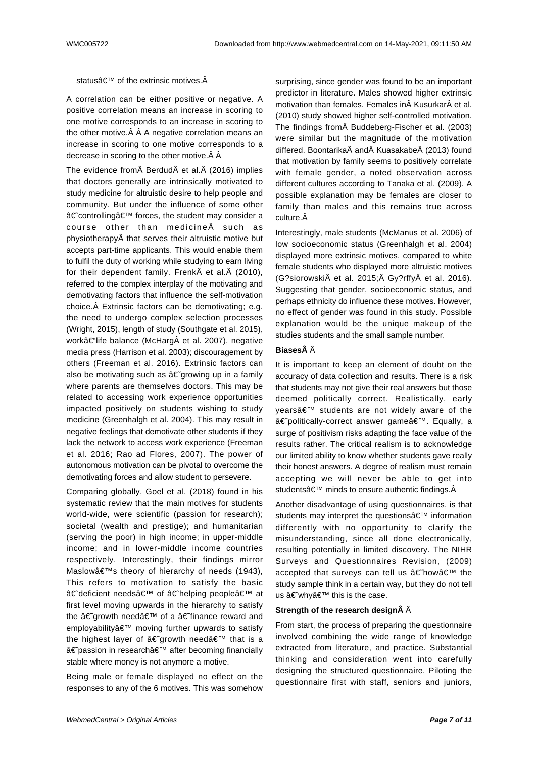statusâ€™ of the extrinsic motives.Â

A correlation can be either positive or negative. A positive correlation means an increase in scoring to one motive corresponds to an increase in scoring to the other motive.Â Â A negative correlation means an increase in scoring to one motive corresponds to a decrease in scoring to the other motive.Â Â

The evidence fromÂ BerdudÂ et al.Â (2016) implies that doctors generally are intrinsically motivated to study medicine for altruistic desire to help people and community. But under the influence of some other â€˜controllingâ€™ forces, the student may consider a course other than medicineÂ such as physiotherapyÂ that serves their altruistic motive but accepts part-time applicants. This would enable them to fulfil the duty of working while studying to earn living for their dependent family. FrenkÂ et al.Â (2010), referred to the complex interplay of the motivating and demotivating factors that influence the self-motivation choice.Â Extrinsic factors can be demotivating; e.g. the need to undergo complex selection processes (Wright, 2015), length of study (Southgate et al. 2015), workâ€"life balance (McHargÂ et al. 2007), negative media press (Harrison et al. 2003); discouragement by others (Freeman et al. 2016). Extrinsic factors can also be motivating such as â€˜growing up in a family where parents are themselves doctors. This may be related to accessing work experience opportunities impacted positively on students wishing to study medicine (Greenhalgh et al. 2004). This may result in negative feelings that demotivate other students if they lack the network to access work experience (Freeman et al. 2016; Rao ad Flores, 2007). The power of autonomous motivation can be pivotal to overcome the demotivating forces and allow student to persevere.

Comparing globally, Goel et al. (2018) found in his systematic review that the main motives for students world-wide, were scientific (passion for research); societal (wealth and prestige); and humanitarian (serving the poor) in high income; in upper-middle income; and in lower-middle income countries respectively. Interestingly, their findings mirror Maslowâ€™s theory of hierarchy of needs (1943), This refers to motivation to satisfy the basic â€˜deficient needsâ€™ of â€˜helping peopleâ€™ at first level moving upwards in the hierarchy to satisfy the â€˜growth needâ€™ of a â€˜finance reward and employabilityâ€™ moving further upwards to satisfy the highest layer of â€˜growth needâ€™ that is a â€˜passion in researchâ€™ after becoming financially stable where money is not anymore a motive.

Being male or female displayed no effect on the responses to any of the 6 motives. This was somehow surprising, since gender was found to be an important predictor in literature. Males showed higher extrinsic motivation than females. Females inÂ KusurkarÂ et al. (2010) study showed higher self-controlled motivation. The findings fromÂ Buddeberg-Fischer et al. (2003) were similar but the magnitude of the motivation differed. BoontarikaÂ andÂ KuasakabeÂ (2013) found that motivation by family seems to positively correlate with female gender, a noted observation across different cultures according to Tanaka et al. (2009). A possible explanation may be females are closer to family than males and this remains true across culture.Â

Interestingly, male students (McManus et al. 2006) of low socioeconomic status (Greenhalgh et al. 2004) displayed more extrinsic motives, compared to white female students who displayed more altruistic motives (G?siorowskiÂ et al. 2015;Â Gy?rffyÂ et al. 2016). Suggesting that gender, socioeconomic status, and perhaps ethnicity do influence these motives. However, no effect of gender was found in this study. Possible explanation would be the unique makeup of the studies students and the small sample number.

**BiasesÂ** Â

It is important to keep an element of doubt on the accuracy of data collection and results. There is a risk that students may not give their real answers but those deemed politically correct. Realistically, early yearsâ€™ students are not widely aware of the â€˜politically-correct answer gameâ€™. Equally, a surge of positivism risks adapting the face value of the results rather. The critical realism is to acknowledge our limited ability to know whether students gave really their honest answers. A degree of realism must remain accepting we will never be able to get into studentsâ€™ minds to ensure authentic findings.Â

Another disadvantage of using questionnaires, is that students may interpret the questionsâ€™ information differently with no opportunity to clarify the misunderstanding, since all done electronically, resulting potentially in limited discovery. The NIHR Surveys and Questionnaires Revision, (2009) accepted that surveys can tell us â€˜howâ€™ the study sample think in a certain way, but they do not tell us â€˜whyâ€™ this is the case.

**Strength of the research designÂ** Â

From start, the process of preparing the questionnaire involved combining the wide range of knowledge extracted from literature, and practice. Substantial thinking and consideration went into carefully designing the structured questionnaire. Piloting the questionnaire first with staff, seniors and juniors,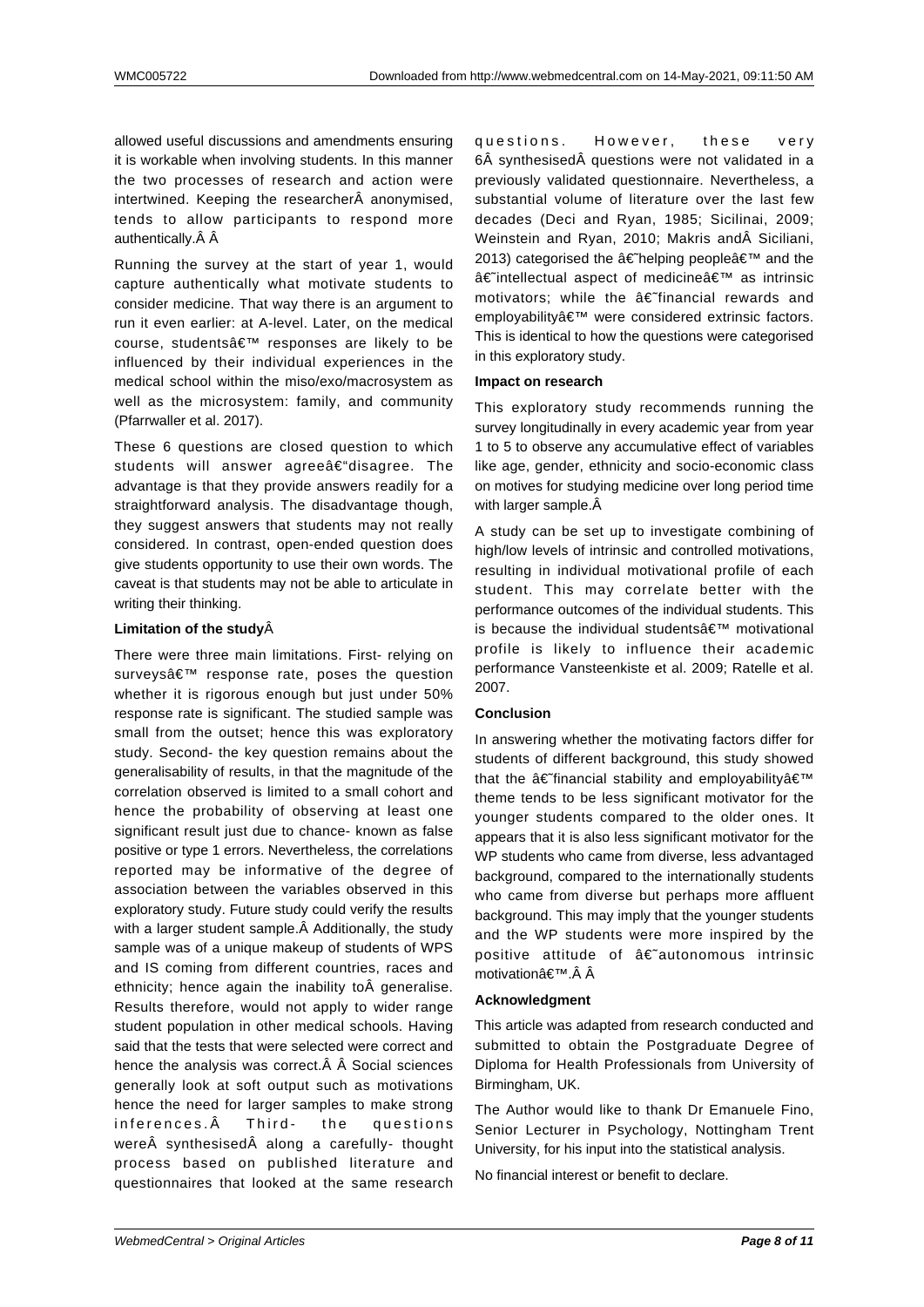allowed useful discussions and amendments ensuring it is workable when involving students. In this manner the two processes of research and action were intertwined. Keeping the researcherÂ anonymised, tends to allow participants to respond more authentically.Â Â

Running the survey at the start of year 1, would capture authentically what motivate students to consider medicine. That way there is an argument to run it even earlier: at A-level. Later, on the medical course, studentsâ€™ responses are likely to be influenced by their individual experiences in the medical school within the miso/exo/macrosystem as well as the microsystem: family, and community (Pfarrwaller et al. 2017).

These 6 questions are closed question to which students will answer agreeâ€"disagree. The advantage is that they provide answers readily for a straightforward analysis. The disadvantage though, they suggest answers that students may not really considered. In contrast, open-ended question does give students opportunity to use their own words. The caveat is that students may not be able to articulate in writing their thinking.

**Limitation of the study**Â

There were three main limitations. First- relying on surveysâ€™ response rate, poses the question whether it is rigorous enough but just under 50% response rate is significant. The studied sample was small from the outset; hence this was exploratory study. Second- the key question remains about the generalisability of results, in that the magnitude of the correlation observed is limited to a small cohort and hence the probability of observing at least one significant result just due to chance- known as false positive or type 1 errors. Nevertheless, the correlations reported may be informative of the degree of association between the variables observed in this exploratory study. Future study could verify the results with a larger student sample.Â Additionally, the study sample was of a unique makeup of students of WPS and IS coming from different countries, races and ethnicity; hence again the inability toÂ generalise. Results therefore, would not apply to wider range student population in other medical schools. Having said that the tests that were selected were correct and hence the analysis was correct.Â Â Social sciences generally look at soft output such as motivations hence the need for larger samples to make strong inferences.Â Third- the questions wereÂ synthesisedÂ along a carefully- thought process based on published literature and questionnaires that looked at the same research questions. However, these very 6Â synthesisedÂ questions were not validated in a previously validated questionnaire. Nevertheless, a substantial volume of literature over the last few decades (Deci and Ryan, 1985; Sicilinai, 2009; Weinstein and Ryan, 2010; Makris andÂ Siciliani, 2013) categorised the â€˜helping peopleâ€™ and the â€˜intellectual aspect of medicineâ€™ as intrinsic motivators; while the â€˜financial rewards and employabilityâ€™ were considered extrinsic factors. This is identical to how the questions were categorised in this exploratory study.

**Impact on research**

This exploratory study recommends running the survey longitudinally in every academic year from year 1 to 5 to observe any accumulative effect of variables like age, gender, ethnicity and socio-economic class on motives for studying medicine over long period time with larger sample.Â

A study can be set up to investigate combining of high/low levels of intrinsic and controlled motivations, resulting in individual motivational profile of each student. This may correlate better with the performance outcomes of the individual students. This is because the individual studentsâ€™ motivational profile is likely to influence their academic performance Vansteenkiste et al. 2009; Ratelle et al. 2007.

**Conclusion**

In answering whether the motivating factors differ for students of different background, this study showed that the â€˜financial stability and employabilityâ€™ theme tends to be less significant motivator for the younger students compared to the older ones. It appears that it is also less significant motivator for the WP students who came from diverse, less advantaged background, compared to the internationally students who came from diverse but perhaps more affluent background. This may imply that the younger students and the WP students were more inspired by the positive attitude of â€˜autonomous intrinsic motivationâ€™.Â Â

**Acknowledgment**

This article was adapted from research conducted and submitted to obtain the Postgraduate Degree of Diploma for Health Professionals from University of Birmingham, UK.

The Author would like to thank Dr Emanuele Fino, Senior Lecturer in Psychology, Nottingham Trent University, for his input into the statistical analysis.

No financial interest or benefit to declare.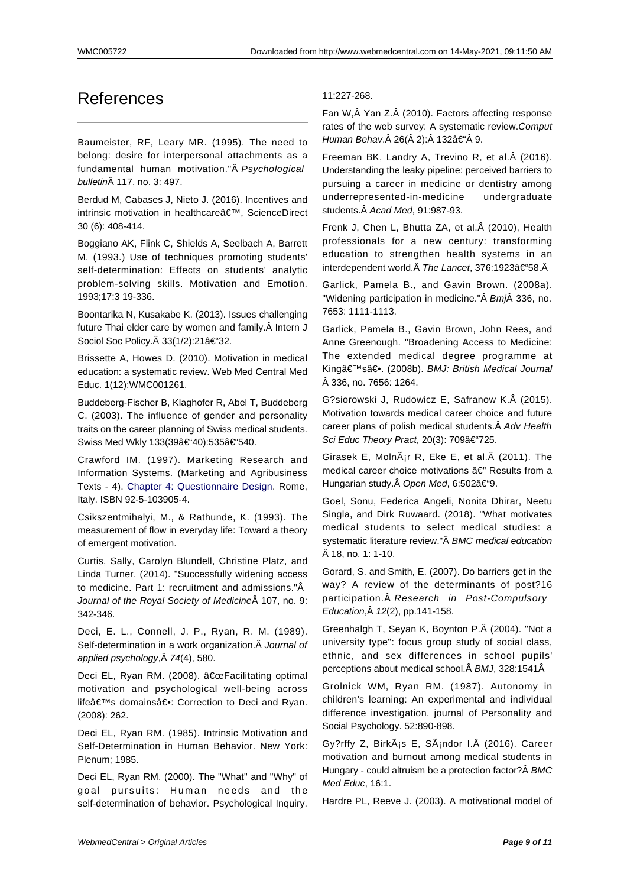# References

Baumeister, RF, Leary MR. (1995). The need to belong: desire for interpersonal attachments as a fundamental human motivation."Â *Psychological bulletin*Â 117, no. 3: 497.

Berdud M, Cabases J, Nieto J. (2016). Incentives and intrinsic motivation in healthcareâ€™, ScienceDirect 30 (6): 408-414.

Boggiano AK, Flink C, Shields A, Seelbach A, Barrett M. (1993.) Use of techniques promoting students' self-determination: Effects on students' analytic problem-solving skills. Motivation and Emotion. 1993;17:3 19-336.

Boontarika N, Kusakabe K. (2013). Issues challenging future Thai elder care by women and family.Â Intern J Sociol Soc Policy.Â 33(1/2):21â€“32.

Brissette A, Howes D. (2010). Motivation in medical education: a systematic review. Web Med Central Med Educ. 1(12):WMC001261.

Buddeberg-Fischer B, Klaghofer R, Abel T, Buddeberg C. (2003). The influence of gender and personality traits on the career planning of Swiss medical students. Swiss Med Wkly 133(39â€“40):535â€“540.

Crawford IM. (1997). Marketing Research and Information Systems. (Marketing and Agribusiness Texts - 4). Chapter 4: Questionnaire Design. Rome, Italy. ISBN 92-5-103905-4.

Csikszentmihalyi, M., & Rathunde, K. (1993). The measurement of flow in everyday life: Toward a theory of emergent motivation.

Curtis, Sally, Carolyn Blundell, Christine Platz, and Linda Turner. (2014). "Successfully widening access to medicine. Part 1: recruitment and admissions."Â *Journal of the Royal Society of Medicine*Â 107, no. 9: 342-346.

Deci, E. L., Connell, J. P., Ryan, R. M. (1989). Self-determination in a work organization.Â *Journal of applied psychology*,Â *74*(4), 580.

Deci EL, Ryan RM. (2008). â€œFacilitating optimal motivation and psychological well-being across lifeâ€™s domainsâ€•: Correction to Deci and Ryan. (2008): 262.

Deci EL, Ryan RM. (1985). Intrinsic Motivation and Self-Determination in Human Behavior. New York: Plenum; 1985.

Deci EL, Ryan RM. (2000). The "What" and "Why" of goal pursuits: Human needs and the self-determination of behavior. Psychological Inquiry. 11:227-268.

Fan W,Â Yan Z.Â (2010). Factors affecting response rates of the web survey: A systematic review.*Comput Human Behav*.Â 26(Â 2):Â 132â€“Â 9.

Freeman BK, Landry A, Trevino R, et al.Â (2016). Understanding the leaky pipeline: perceived barriers to pursuing a career in medicine or dentistry among underrepresented-in-medicine undergraduate students.Â *Acad Med*, 91:987-93.

Frenk J, Chen L, Bhutta ZA, et al.Â (2010), Health professionals for a new century: transforming education to strengthen health systems in an interdependent world.Â *The Lancet*, 376:1923â€“58.Â

Garlick, Pamela B., and Gavin Brown. (2008a). "Widening participation in medicine."Â *Bmj*Â 336, no. 7653: 1111-1113.

Garlick, Pamela B., Gavin Brown, John Rees, and Anne Greenough. "Broadening Access to Medicine: The extended medical degree programme at Kingâ€™sâ€•. (2008b). *BMJ: British Medical Journal* Â 336, no. 7656: 1264.

G?siorowski J, Rudowicz E, Safranow K.Â (2015). Motivation towards medical career choice and future career plans of polish medical students.Â *Adv Health Sci Educ Theory Pract*, 20(3): 709â€“725.

Girasek E, MolnÃ¡r R, Eke E, et al.Â (2011). The medical career choice motivations â€" Results from a Hungarian study.Â *Open Med*, 6:502â€“9.

Goel, Sonu, Federica Angeli, Nonita Dhirar, Neetu Singla, and Dirk Ruwaard. (2018). "What motivates medical students to select medical studies: a systematic literature review."Â *BMC medical education* Â 18, no. 1: 1-10.

Gorard, S. and Smith, E. (2007). Do barriers get in the way? A review of the determinants of post?16 participation.Â *Research in Post-Compulsory Education*,Â *12*(2), pp.141-158.

Greenhalgh T, Seyan K, Boynton P.Â (2004). "Not a university type": focus group study of social class, ethnic, and sex differences in school pupils' perceptions about medical school.Â *BMJ*, 328:1541Â

Grolnick WM, Ryan RM. (1987). Autonomy in children's learning: An experimental and individual difference investigation. journal of Personality and Social Psychology. 52:890-898.

Gy?rffy Z, BirkÃ¡s E, SÃ¡ndor I.Â (2016). Career motivation and burnout among medical students in Hungary - could altruism be a protection factor?Â *BMC Med Educ*, 16:1.

Hardre PL, Reeve J. (2003). A motivational model of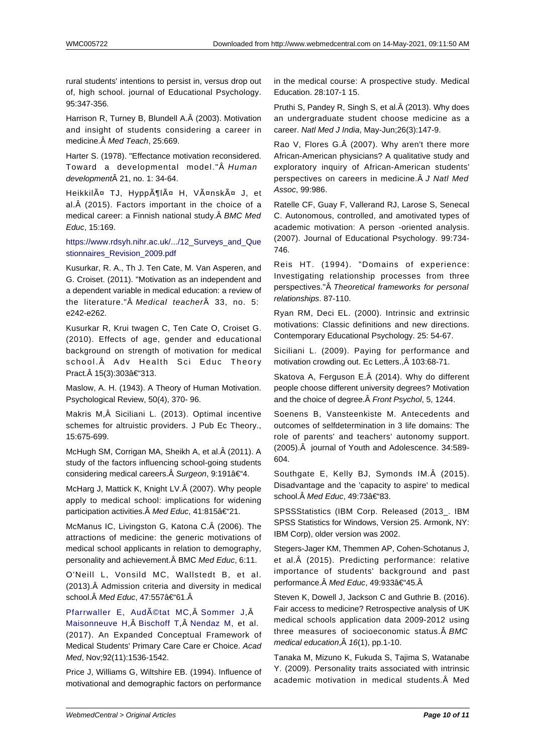rural students' intentions to persist in, versus drop out of, high school. journal of Educational Psychology. 95:347-356.

Harrison R, Turney B, Blundell A.Â (2003). Motivation and insight of students considering a career in medicine.Â *Med Teach*, 25:669.

Harter S. (1978). "Effectance motivation reconsidered. Toward a developmental model."Â *Human development*Â 21, no. 1: 34-64.

HeikkilÃ¤ TJ, HyppÃ¶lÃ¤ H, VÃ¤nskÃ¤ J, et al.Â (2015). Factors important in the choice of a medical career: a Finnish national study.Â *BMC Med Educ*, 15:169.

https://www.rdsyh.nihr.ac.uk/.../12_Surveys_and_Questionnaires_Revision_2009.pdf

Kusurkar, R. A., Th J. Ten Cate, M. Van Asperen, and G. Croiset. (2011). "Motivation as an independent and a dependent variable in medical education: a review of the literature."Â *Medical teacher*Â 33, no. 5: e242-e262.

Kusurkar R, Krui twagen C, Ten Cate O, Croiset G. (2010). Effects of age, gender and educational background on strength of motivation for medical school.Â Adv Health Sci Educ Theory Pract.Â 15(3):303â€"313.

Maslow, A. H. (1943). A Theory of Human Motivation. Psychological Review, 50(4), 370- 96.

Makris M,Â Siciliani L. (2013). Optimal incentive schemes for altruistic providers. J Pub Ec Theory., 15:675-699.

McHugh SM, Corrigan MA, Sheikh A, et al.Â (2011). A study of the factors influencing school-going students considering medical careers.Â *Surgeon*, 9:191â€"4.

McHarg J, Mattick K, Knight LV.Â (2007). Why people apply to medical school: implications for widening participation activities.Â *Med Educ*, 41:815â€"21.

McManus IC, Livingston G, Katona C.Â (2006). The attractions of medicine: the generic motivations of medical school applicants in relation to demography, personality and achievement.Â BMC *Med Educ*, 6:11.

O'Neill L, Vonsild MC, Wallstedt B, et al. (2013).Â Admission criteria and diversity in medical school.Â *Med Educ*, 47:557â€"61.Â

Pfarrwaller E, AudÃ©tat MC,Â Sommer J,Â Maisonneuve H,Â Bischoff T,Â Nendaz M, et al. (2017). An Expanded Conceptual Framework of Medical Students' Primary Care Care er Choice. *Acad Med*, Nov;92(11):1536-1542.

Price J, Williams G, Wiltshire EB. (1994). Influence of motivational and demographic factors on performance in the medical course: A prospective study. Medical Education. 28:107-1 15.

Pruthi S, Pandey R, Singh S, et al.Â (2013). Why does an undergraduate student choose medicine as a career. *Natl Med J India*, May-Jun;26(3):147-9.

Rao V, Flores G.Â (2007). Why aren't there more African-American physicians? A qualitative study and exploratory inquiry of African-American students' perspectives on careers in medicine.Â *J Natl Med Assoc*, 99:986.

Ratelle CF, Guay F, Vallerand RJ, Larose S, Senecal C. Autonomous, controlled, and amotivated types of academic motivation: A person -oriented analysis. (2007). Journal of Educational Psychology. 99:734-746.

Reis HT. (1994). "Domains of experience: Investigating relationship processes from three perspectives."Â *Theoretical frameworks for personal relationships*. 87-110.

Ryan RM, Deci EL. (2000). Intrinsic and extrinsic motivations: Classic definitions and new directions. Contemporary Educational Psychology. 25: 54-67.

Siciliani L. (2009). Paying for performance and motivation crowding out. Ec Letters.,Â 103:68-71.

Skatova A, Ferguson E.Â (2014). Why do different people choose different university degrees? Motivation and the choice of degree.Â *Front Psychol*, 5, 1244.

Soenens B, Vansteenkiste M. Antecedents and outcomes of selfdetermination in 3 life domains: The role of parents' and teachers' autonomy support. (2005).Â journal of Youth and Adolescence. 34:589-604.

Southgate E, Kelly BJ, Symonds IM.Â (2015). Disadvantage and the 'capacity to aspire' to medical school.Â *Med Educ*, 49:73â€"83.

SPSSStatistics (IBM Corp. Released (2013_. IBM SPSS Statistics for Windows, Version 25. Armonk, NY: IBM Corp), older version was 2002.

Stegers-Jager KM, Themmen AP, Cohen-Schotanus J, et al.Â (2015). Predicting performance: relative importance of students' background and past performance.Â *Med Educ*, 49:933â€"45.Â

Steven K, Dowell J, Jackson C and Guthrie B. (2016). Fair access to medicine? Retrospective analysis of UK medical schools application data 2009-2012 using three measures of socioeconomic status.Â *BMC medical education*,Â *16*(1), pp.1-10.

Tanaka M, Mizuno K, Fukuda S, Tajima S, Watanabe Y. (2009). Personality traits associated with intrinsic academic motivation in medical students.Â Med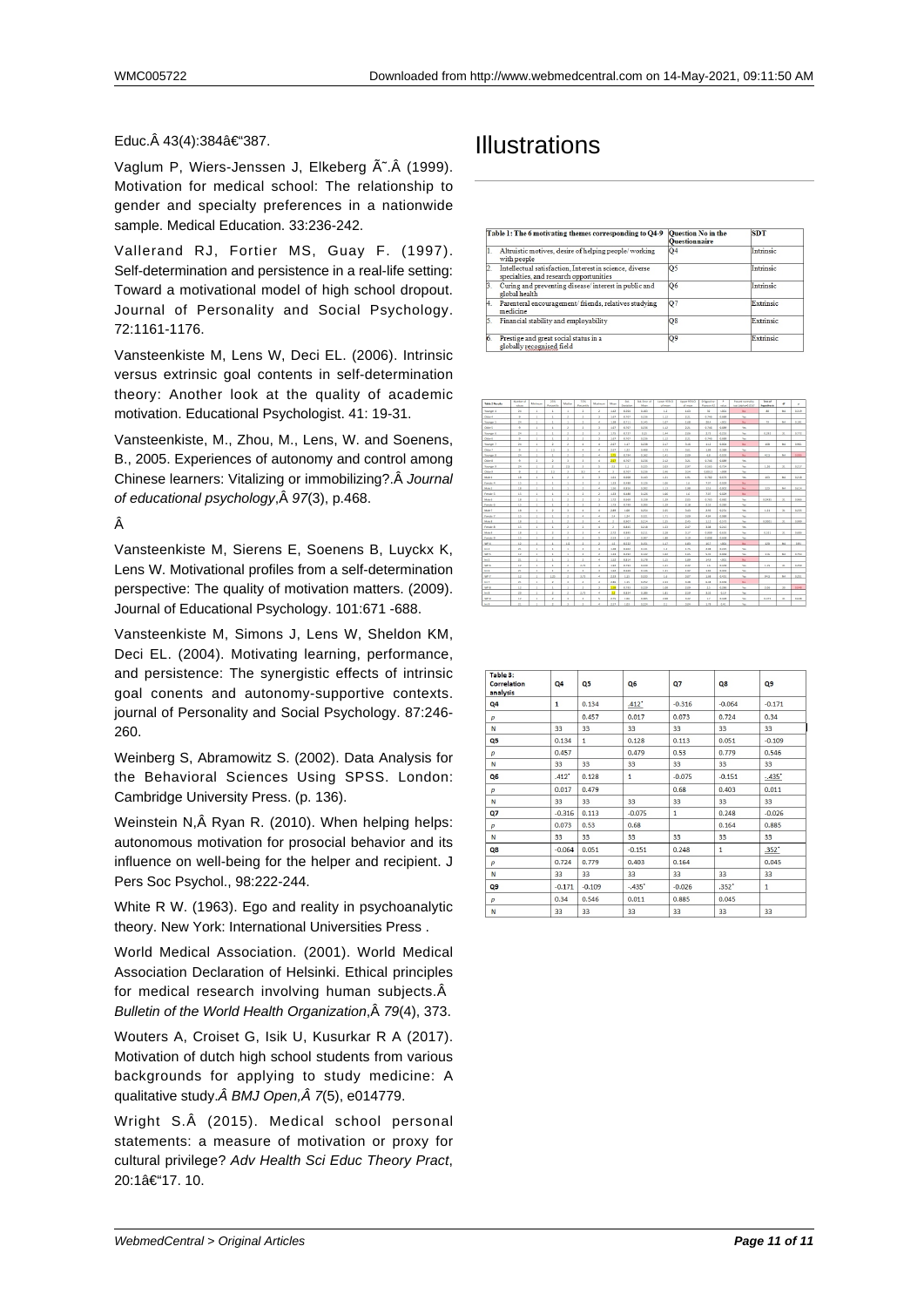Educ.Â 43(4):384â€"387.

Vaglum P, Wiers-Jenssen J, Elkeberg Ã˜.Â (1999). Motivation for medical school: The relationship to gender and specialty preferences in a nationwide sample. Medical Education. 33:236-242.

Vallerand RJ, Fortier MS, Guay F. (1997). Self-determination and persistence in a real-life setting: Toward a motivational model of high school dropout. Journal of Personality and Social Psychology. 72:1161-1176.

Vansteenkiste M, Lens W, Deci EL. (2006). Intrinsic versus extrinsic goal contents in self-determination theory: Another look at the quality of academic motivation. Educational Psychologist. 41: 19-31.

Vansteenkiste, M., Zhou, M., Lens, W. and Soenens, B., 2005. Experiences of autonomy and control among Chinese learners: Vitalizing or immobilizing?.Â *Journal of educational psychology*,Â *97*(3), p.468.

Â

Vansteenkiste M, Sierens E, Soenens B, Luyckx K, Lens W. Motivational profiles from a self-determination perspective: The quality of motivation matters. (2009). Journal of Educational Psychology. 101:671 -688.

Vansteenkiste M, Simons J, Lens W, Sheldon KM, Deci EL. (2004). Motivating learning, performance, and persistence: The synergistic effects of intrinsic goal conents and autonomy-supportive contexts. journal of Personality and Social Psychology. 87:246-260.

Weinberg S, Abramowitz S. (2002). Data Analysis for the Behavioral Sciences Using SPSS. London: Cambridge University Press. (p. 136).

Weinstein N,Â Ryan R. (2010). When helping helps: autonomous motivation for prosocial behavior and its influence on well-being for the helper and recipient. J Pers Soc Psychol., 98:222-244.

White R W. (1963). Ego and reality in psychoanalytic theory. New York: International Universities Press .

World Medical Association. (2001). World Medical Association Declaration of Helsinki. Ethical principles for medical research involving human subjects.Â *Bulletin of the World Health Organization*,Â *79*(4), 373.

Wouters A, Croiset G, Isik U, Kusurkar R A (2017). Motivation of dutch high school students from various backgrounds for applying to study medicine: A qualitative study.*Â BMJ Open,Â 7*(5), e014779.

Wright S.Â (2015). Medical school personal statements: a measure of motivation or proxy for cultural privilege? *Adv Health Sci Educ Theory Pract*, 20:1â€"17. 10.

# Illustrations

| Table 1: The 6 motivating themes corresponding to Q4-9 | Question No in the Questionnaire | SDT |
|---|---|---|
| 1. Altruistic motives, desire of helping people/ working with people | Q4 | Intrinsic |
| 2. Intellectual satisfaction, Interest in science, diverse specialties, and research opportunities | Q5 | Intrinsic |
| 3. Curing and preventing disease/ interest in public and global health | Q6 | Intrinsic |
| 4. Parenteral encouragement/ friends, relatives studying medicine | Q7 | Extrinsic |
| 5. Financial stability and employability | Q8 | Extrinsic |
| 6. Prestige and great social status in a globally recognised field | Q9 | Extrinsic |

| Table 3: Correlation analysis | Q4 | Q5 | Q6 | Q7 | Q8 | Q9 |
|---|---|---|---|---|---|---|
| Q4 | 1 | 0.134 | .412* | -0.316 | -0.064 | -0.171 |
| p | | 0.457 | 0.017 | 0.073 | 0.724 | 0.34 |
| N | 33 | 33 | 33 | 33 | 33 | 33 |
| Q5 | 0.134 | 1 | 0.128 | 0.113 | 0.051 | -0.109 |
| p | 0.457 | | 0.479 | 0.53 | 0.779 | 0.546 |
| N | 33 | 33 | 33 | 33 | 33 | 33 |
| Q6 | .412* | 0.128 | 1 | -0.075 | -0.151 | -.435* |
| p | 0.017 | 0.479 | | 0.68 | 0.403 | 0.011 |
| N | 33 | 33 | 33 | 33 | 33 | 33 |
| Q7 | -0.316 | 0.113 | -0.075 | 1 | 0.248 | -0.026 |
| p | 0.073 | 0.53 | 0.68 | | 0.164 | 0.885 |
| N | 33 | 33 | 33 | 33 | 33 | 33 |
| Q8 | -0.064 | 0.051 | -0.151 | 0.248 | 1 | .352* |
| p | 0.724 | 0.779 | 0.403 | 0.164 | | 0.045 |
| N | 33 | 33 | 33 | 33 | 33 | 33 |
| Q9 | -0.171 | -0.109 | -.435* | -0.026 | .352* | 1 |
| p | 0.34 | 0.546 | 0.011 | 0.885 | 0.045 | |
| N | 33 | 33 | 33 | 33 | 33 | 33 |